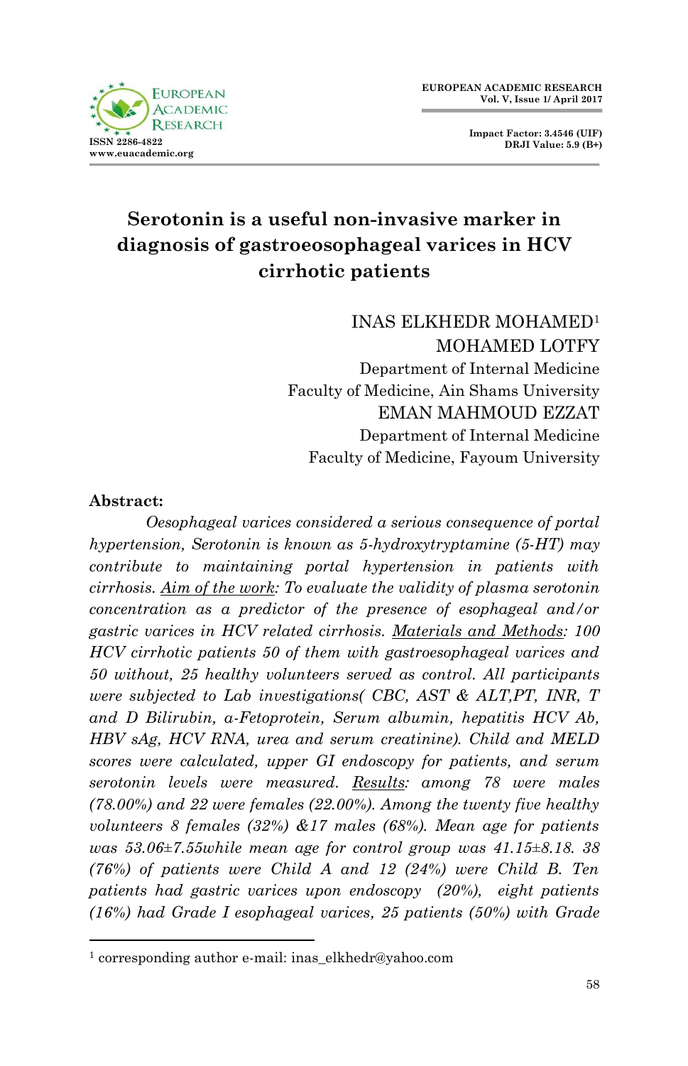# Serotonin is a useful non-invasive marker in diagnosis of gastroesophageal varices in HCV cirrhotic patients

INAS ELKHEDR MOHAMED[1]
MOHAMED LOTFY
Department of Internal Medicine
Faculty of Medicine, Ain Shams University
EMAN MAHMOUD EZZAT
Department of Internal Medicine
Faculty of Medicine, Fayoum University

**Abstract:**

*Oesophageal varices considered a serious consequence of portal hypertension, Serotonin is known as 5-hydroxytryptamine (5-HT) may contribute to maintaining portal hypertension in patients with cirrhosis. Aim of the work: To evaluate the validity of plasma serotonin concentration as a predictor of the presence of esophageal and/or gastric varices in HCV related cirrhosis. Materials and Methods: 100 HCV cirrhotic patients 50 of them with gastroesophageal varices and 50 without, 25 healthy volunteers served as control. All participants were subjected to Lab investigations( CBC, AST & ALT,PT, INR, T and D Bilirubin, a-Fetoprotein, Serum albumin, hepatitis HCV Ab, HBV sAg, HCV RNA, urea and serum creatinine). Child and MELD scores were calculated, upper GI endoscopy for patients, and serum serotonin levels were measured. Results: among 78 were males (78.00%) and 22 were females (22.00%). Among the twenty five healthy volunteers 8 females (32%) &17 males (68%). Mean age for patients was 53.06±7.55while mean age for control group was 41.15±8.18. 38 (76%) of patients were Child A and 12 (24%) were Child B. Ten patients had gastric varices upon endoscopy (20%), eight patients (16%) had Grade I esophageal varices, 25 patients (50%) with Grade*

[1] corresponding author e-mail: inas_elkhedr@yahoo.com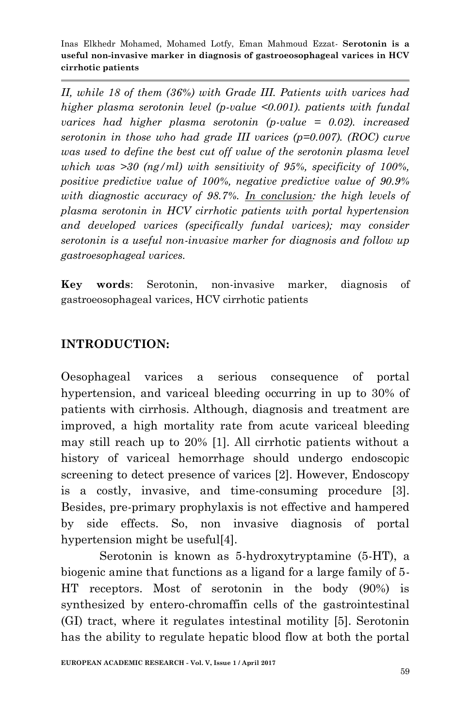*II, while 18 of them (36%) with Grade III. Patients with varices had higher plasma serotonin level (p-value <0.001). patients with fundal varices had higher plasma serotonin (p-value = 0.02). increased serotonin in those who had grade III varices (p=0.007). (ROC) curve was used to define the best cut off value of the serotonin plasma level which was >30 (ng/ml) with sensitivity of 95%, specificity of 100%, positive predictive value of 100%, negative predictive value of 90.9% with diagnostic accuracy of 98.7%. <u>In conclusion</u>: the high levels of plasma serotonin in HCV cirrhotic patients with portal hypertension and developed varices (specifically fundal varices); may consider serotonin is a useful non-invasive marker for diagnosis and follow up gastroesophageal varices.*

**Key words**: Serotonin, non-invasive marker, diagnosis of gastroeosophageal varices, HCV cirrhotic patients

## INTRODUCTION:

Oesophageal varices a serious consequence of portal hypertension, and variceal bleeding occurring in up to 30% of patients with cirrhosis. Although, diagnosis and treatment are improved, a high mortality rate from acute variceal bleeding may still reach up to 20% [1]. All cirrhotic patients without a history of variceal hemorrhage should undergo endoscopic screening to detect presence of varices [2]. However, Endoscopy is a costly, invasive, and time-consuming procedure [3]. Besides, pre-primary prophylaxis is not effective and hampered by side effects. So, non invasive diagnosis of portal hypertension might be useful[4].

Serotonin is known as 5-hydroxytryptamine (5-HT), a biogenic amine that functions as a ligand for a large family of 5-HT receptors. Most of serotonin in the body (90%) is synthesized by entero-chromaffin cells of the gastrointestinal (GI) tract, where it regulates intestinal motility [5]. Serotonin has the ability to regulate hepatic blood flow at both the portal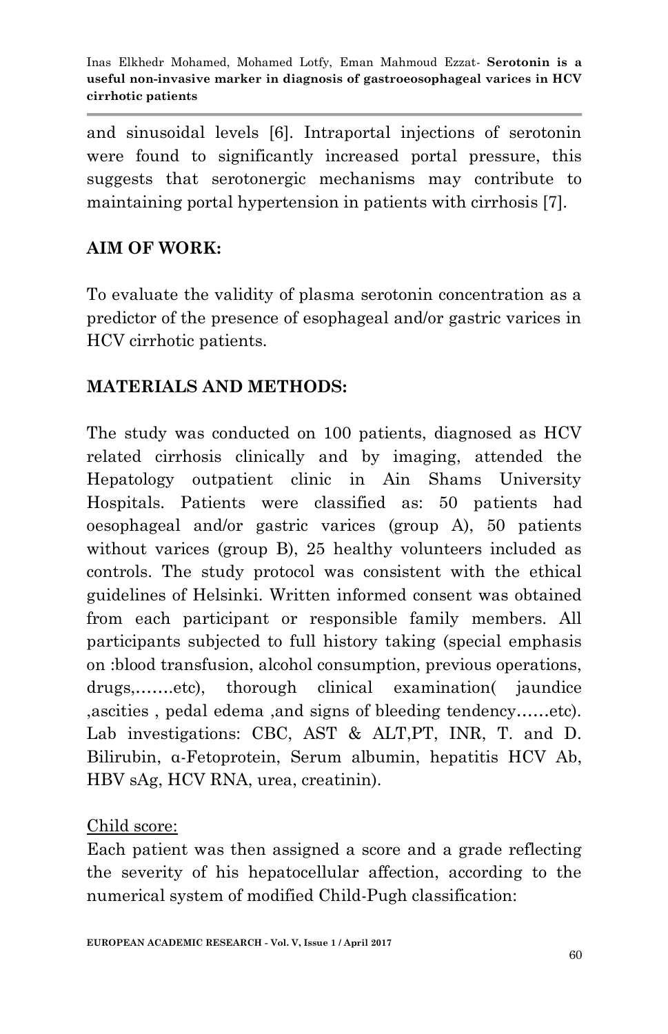and sinusoidal levels [6]. Intraportal injections of serotonin were found to significantly increased portal pressure, this suggests that serotonergic mechanisms may contribute to maintaining portal hypertension in patients with cirrhosis [7].

## AIM OF WORK:

To evaluate the validity of plasma serotonin concentration as a predictor of the presence of esophageal and/or gastric varices in HCV cirrhotic patients.

## MATERIALS AND METHODS:

The study was conducted on 100 patients, diagnosed as HCV related cirrhosis clinically and by imaging, attended the Hepatology outpatient clinic in Ain Shams University Hospitals. Patients were classified as: 50 patients had oesophageal and/or gastric varices (group A), 50 patients without varices (group B), 25 healthy volunteers included as controls. The study protocol was consistent with the ethical guidelines of Helsinki. Written informed consent was obtained from each participant or responsible family members. All participants subjected to full history taking (special emphasis on :blood transfusion, alcohol consumption, previous operations, drugs,…….etc), thorough clinical examination( jaundice ,ascities , pedal edema ,and signs of bleeding tendency……etc). Lab investigations: CBC, AST & ALT,PT, INR, T. and D. Bilirubin, α-Fetoprotein, Serum albumin, hepatitis HCV Ab, HBV sAg, HCV RNA, urea, creatinin).

Child score:
Each patient was then assigned a score and a grade reflecting the severity of his hepatocellular affection, according to the numerical system of modified Child-Pugh classification: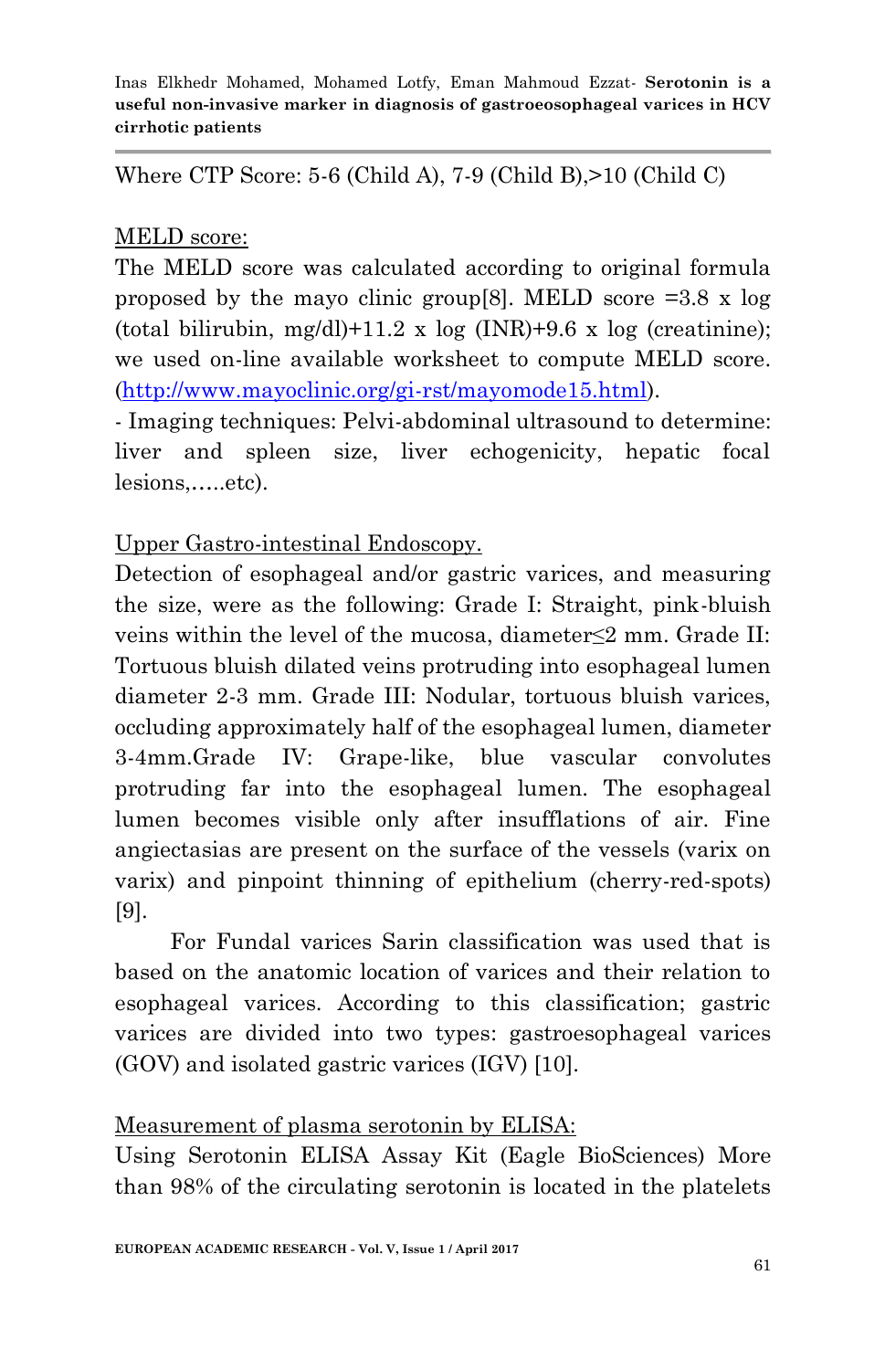Where CTP Score: 5-6 (Child A), 7-9 (Child B),>10 (Child C)

MELD score:

The MELD score was calculated according to original formula proposed by the mayo clinic group[8]. MELD score =3.8 x log (total bilirubin, mg/dl)+11.2 x log (INR)+9.6 x log (creatinine); we used on-line available worksheet to compute MELD score. (http://www.mayoclinic.org/gi-rst/mayomode15.html).

- Imaging techniques: Pelvi-abdominal ultrasound to determine: liver and spleen size, liver echogenicity, hepatic focal lesions,…..etc).

Upper Gastro-intestinal Endoscopy.

Detection of esophageal and/or gastric varices, and measuring the size, were as the following: Grade I: Straight, pink-bluish veins within the level of the mucosa, diameter≤2 mm. Grade II: Tortuous bluish dilated veins protruding into esophageal lumen diameter 2-3 mm. Grade III: Nodular, tortuous bluish varices, occluding approximately half of the esophageal lumen, diameter 3-4mm.Grade IV: Grape-like, blue vascular convolutes protruding far into the esophageal lumen. The esophageal lumen becomes visible only after insufflations of air. Fine angiectasias are present on the surface of the vessels (varix on varix) and pinpoint thinning of epithelium (cherry-red-spots) [9].

For Fundal varices Sarin classification was used that is based on the anatomic location of varices and their relation to esophageal varices. According to this classification; gastric varices are divided into two types: gastroesophageal varices (GOV) and isolated gastric varices (IGV) [10].

Measurement of plasma serotonin by ELISA:

Using Serotonin ELISA Assay Kit (Eagle BioSciences) More than 98% of the circulating serotonin is located in the platelets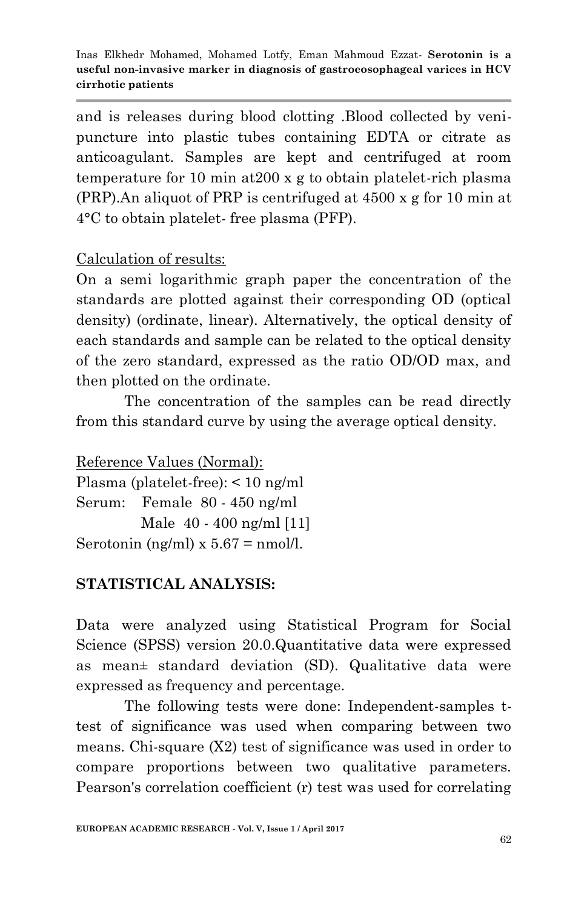and is releases during blood clotting .Blood collected by veni-puncture into plastic tubes containing EDTA or citrate as anticoagulant. Samples are kept and centrifuged at room temperature for 10 min at200 x g to obtain platelet-rich plasma (PRP).An aliquot of PRP is centrifuged at 4500 x g for 10 min at 4°C to obtain platelet- free plasma (PFP).

Calculation of results:

On a semi logarithmic graph paper the concentration of the standards are plotted against their corresponding OD (optical density) (ordinate, linear). Alternatively, the optical density of each standards and sample can be related to the optical density of the zero standard, expressed as the ratio OD/OD max, and then plotted on the ordinate.

The concentration of the samples can be read directly from this standard curve by using the average optical density.

Reference Values (Normal):

Plasma (platelet-free): < 10 ng/ml

Serum: Female 80 - 450 ng/ml

Male 40 - 400 ng/ml [11]

Serotonin (ng/ml) x 5.67 = nmol/l.

**STATISTICAL ANALYSIS:**

Data were analyzed using Statistical Program for Social Science (SPSS) version 20.0.Quantitative data were expressed as mean± standard deviation (SD). Qualitative data were expressed as frequency and percentage.

The following tests were done: Independent-samples t-test of significance was used when comparing between two means. Chi-square (X2) test of significance was used in order to compare proportions between two qualitative parameters. Pearson's correlation coefficient (r) test was used for correlating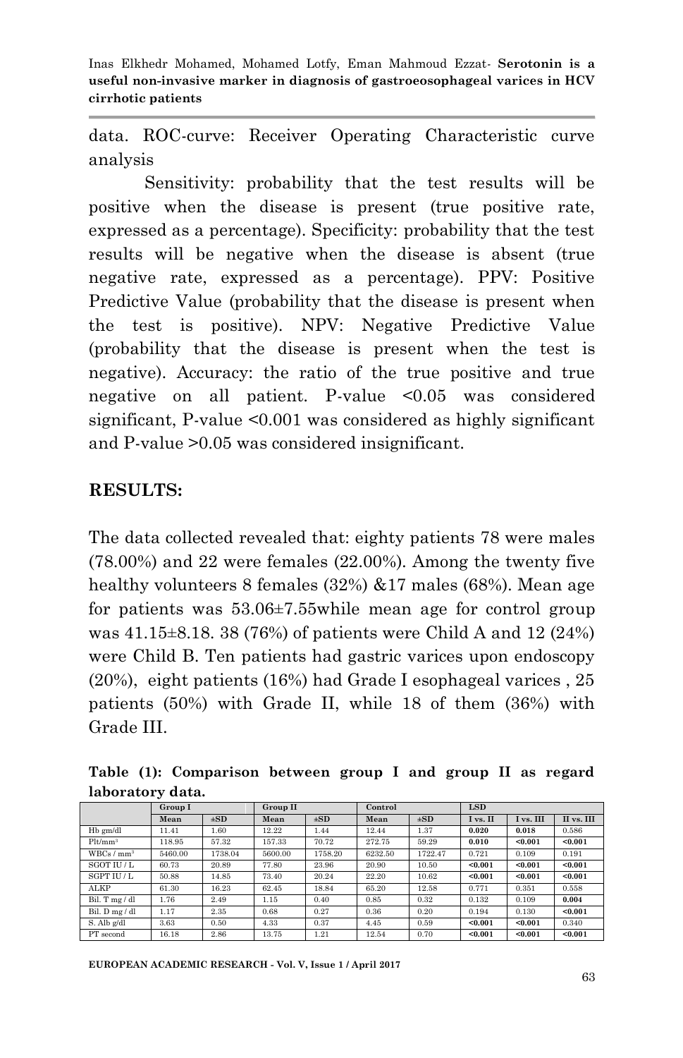data. ROC-curve: Receiver Operating Characteristic curve analysis

Sensitivity: probability that the test results will be positive when the disease is present (true positive rate, expressed as a percentage). Specificity: probability that the test results will be negative when the disease is absent (true negative rate, expressed as a percentage). PPV: Positive Predictive Value (probability that the disease is present when the test is positive). NPV: Negative Predictive Value (probability that the disease is present when the test is negative). Accuracy: the ratio of the true positive and true negative on all patient. P-value <0.05 was considered significant, P-value <0.001 was considered as highly significant and P-value >0.05 was considered insignificant.

## RESULTS:

The data collected revealed that: eighty patients 78 were males (78.00%) and 22 were females (22.00%). Among the twenty five healthy volunteers 8 females (32%) &17 males (68%). Mean age for patients was 53.06±7.55while mean age for control group was 41.15±8.18. 38 (76%) of patients were Child A and 12 (24%) were Child B. Ten patients had gastric varices upon endoscopy (20%), eight patients (16%) had Grade I esophageal varices , 25 patients (50%) with Grade II, while 18 of them (36%) with Grade III.

**Table (1): Comparison between group I and group II as regard laboratory data.**

| | Group I | | Group II | | Control | | LSD | | |
|---|---|---|---|---|---|---|---|---|---|
| | Mean | ±SD | Mean | ±SD | Mean | ±SD | I vs. II | I vs. III | II vs. III |
| Hb gm/dl | 11.41 | 1.60 | 12.22 | 1.44 | 12.44 | 1.37 | **0.020** | **0.018** | 0.586 |
| Plt/mm³ | 118.95 | 57.32 | 157.33 | 70.72 | 272.75 | 59.29 | **0.010** | **<0.001** | **<0.001** |
| WBCs / mm³ | 5460.00 | 1738.04 | 5600.00 | 1758.20 | 6232.50 | 1722.47 | 0.721 | 0.109 | 0.191 |
| SGOT IU / L | 60.73 | 20.89 | 77.80 | 23.96 | 20.90 | 10.50 | **<0.001** | **<0.001** | **<0.001** |
| SGPT IU / L | 50.88 | 14.85 | 73.40 | 20.24 | 22.20 | 10.62 | **<0.001** | **<0.001** | **<0.001** |
| ALKP | 61.30 | 16.23 | 62.45 | 18.84 | 65.20 | 12.58 | 0.771 | 0.351 | 0.558 |
| Bil. T mg / dl | 1.76 | 2.49 | 1.15 | 0.40 | 0.85 | 0.32 | 0.132 | 0.109 | **0.004** |
| Bil. D mg / dl | 1.17 | 2.35 | 0.68 | 0.27 | 0.36 | 0.20 | 0.194 | 0.130 | **<0.001** |
| S. Alb g/dl | 3.63 | 0.50 | 4.33 | 0.37 | 4.45 | 0.59 | **<0.001** | **<0.001** | 0.340 |
| PT second | 16.18 | 2.86 | 13.75 | 1.21 | 12.54 | 0.70 | **<0.001** | **<0.001** | **<0.001** |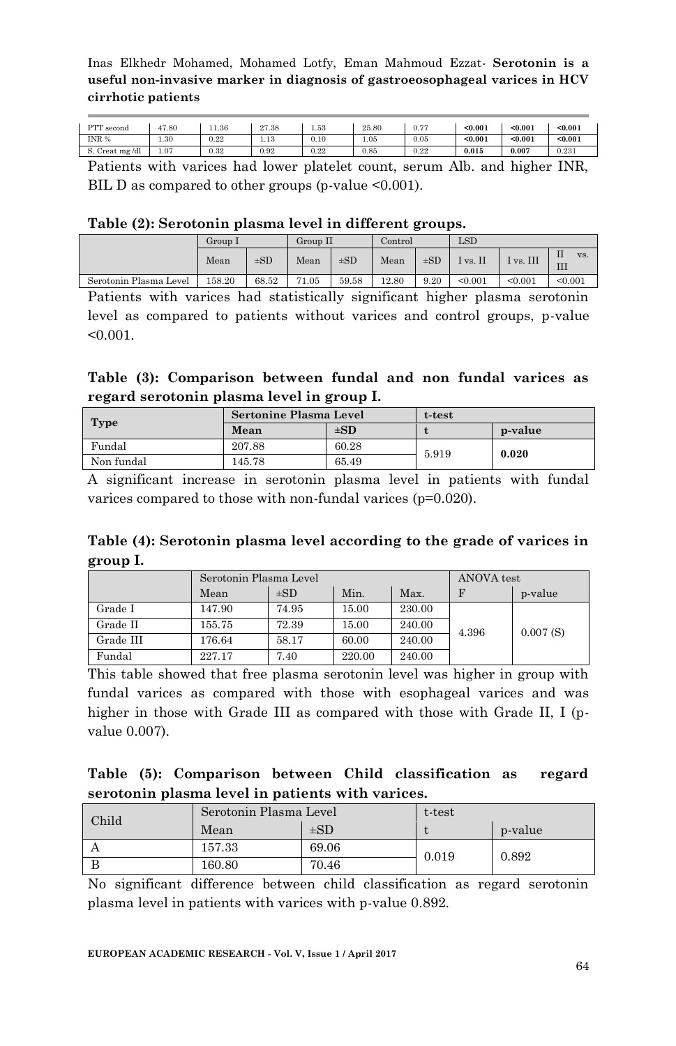| PTT second | 47.80 | 11.36 | 27.38 | 1.53 | 25.80 | 0.77 | **<0.001** | **<0.001** | **<0.001** |
|---|---|---|---|---|---|---|---|---|---|
| INR % | 1.30 | 0.22 | 1.13 | 0.10 | 1.05 | 0.05 | **<0.001** | **<0.001** | **<0.001** |
| S. Creat mg /dl | 1.07 | 0.32 | 0.92 | 0.22 | 0.85 | 0.22 | **0.015** | **0.007** | 0.231 |

Patients with varices had lower platelet count, serum Alb. and higher INR, BIL D as compared to other groups (p-value <0.001).

**Table (2): Serotonin plasma level in different groups.**

| | Group I | | Group II | | Control | | LSD | | |
|---|---|---|---|---|---|---|---|---|---|
| | Mean | ±SD | Mean | ±SD | Mean | ±SD | I vs. II | I vs. III | II vs. III |
| Serotonin Plasma Level | 158.20 | 68.52 | 71.05 | 59.58 | 12.80 | 9.20 | <0.001 | <0.001 | <0.001 |

Patients with varices had statistically significant higher plasma serotonin level as compared to patients without varices and control groups, p-value <0.001.

**Table (3): Comparison between fundal and non fundal varices as regard serotonin plasma level in group I.**

| Type | Sertonine Plasma Level | | t-test | |
|---|---|---|---|---|
| | Mean | ±SD | t | p-value |
| Fundal | 207.88 | 60.28 | 5.919 | **0.020** |
| Non fundal | 145.78 | 65.49 | | |

A significant increase in serotonin plasma level in patients with fundal varices compared to those with non-fundal varices (p=0.020).

**Table (4): Serotonin plasma level according to the grade of varices in group I.**

| | Serotonin Plasma Level | | | | ANOVA test | |
|---|---|---|---|---|---|---|
| | Mean | ±SD | Min. | Max. | F | p-value |
| Grade I | 147.90 | 74.95 | 15.00 | 230.00 | 4.396 | 0.007 (S) |
| Grade II | 155.75 | 72.39 | 15.00 | 240.00 | | |
| Grade III | 176.64 | 58.17 | 60.00 | 240.00 | | |
| Fundal | 227.17 | 7.40 | 220.00 | 240.00 | | |

This table showed that free plasma serotonin level was higher in group with fundal varices as compared with those with esophageal varices and was higher in those with Grade III as compared with those with Grade II, I (p-value 0.007).

**Table (5): Comparison between Child classification as regard serotonin plasma level in patients with varices.**

| Child | Serotonin Plasma Level | | t-test | |
|---|---|---|---|---|
| | Mean | ±SD | t | p-value |
| A | 157.33 | 69.06 | 0.019 | 0.892 |
| B | 160.80 | 70.46 | | |

No significant difference between child classification as regard serotonin plasma level in patients with varices with p-value 0.892.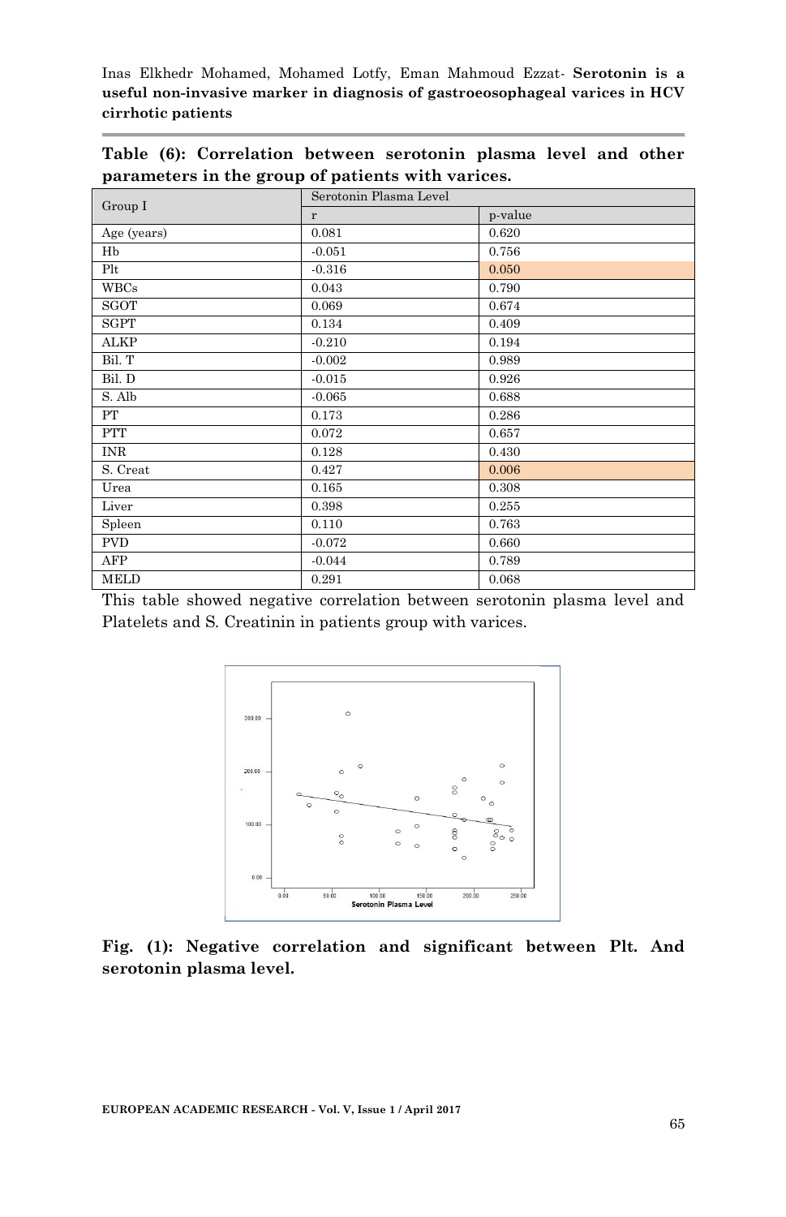**Table (6): Correlation between serotonin plasma level and other parameters in the group of patients with varices.**

| Group I | Serotonin Plasma Level | |
|---|---|---|
| | r | p-value |
| Age (years) | 0.081 | 0.620 |
| Hb | -0.051 | 0.756 |
| Plt | -0.316 | 0.050 |
| WBCs | 0.043 | 0.790 |
| SGOT | 0.069 | 0.674 |
| SGPT | 0.134 | 0.409 |
| ALKP | -0.210 | 0.194 |
| Bil. T | -0.002 | 0.989 |
| Bil. D | -0.015 | 0.926 |
| S. Alb | -0.065 | 0.688 |
| PT | 0.173 | 0.286 |
| PTT | 0.072 | 0.657 |
| INR | 0.128 | 0.430 |
| S. Creat | 0.427 | 0.006 |
| Urea | 0.165 | 0.308 |
| Liver | 0.398 | 0.255 |
| Spleen | 0.110 | 0.763 |
| PVD | -0.072 | 0.660 |
| AFP | -0.044 | 0.789 |
| MELD | 0.291 | 0.068 |

This table showed negative correlation between serotonin plasma level and Platelets and S. Creatinin in patients group with varices.

**Fig. (1): Negative correlation and significant between Plt. And serotonin plasma level.**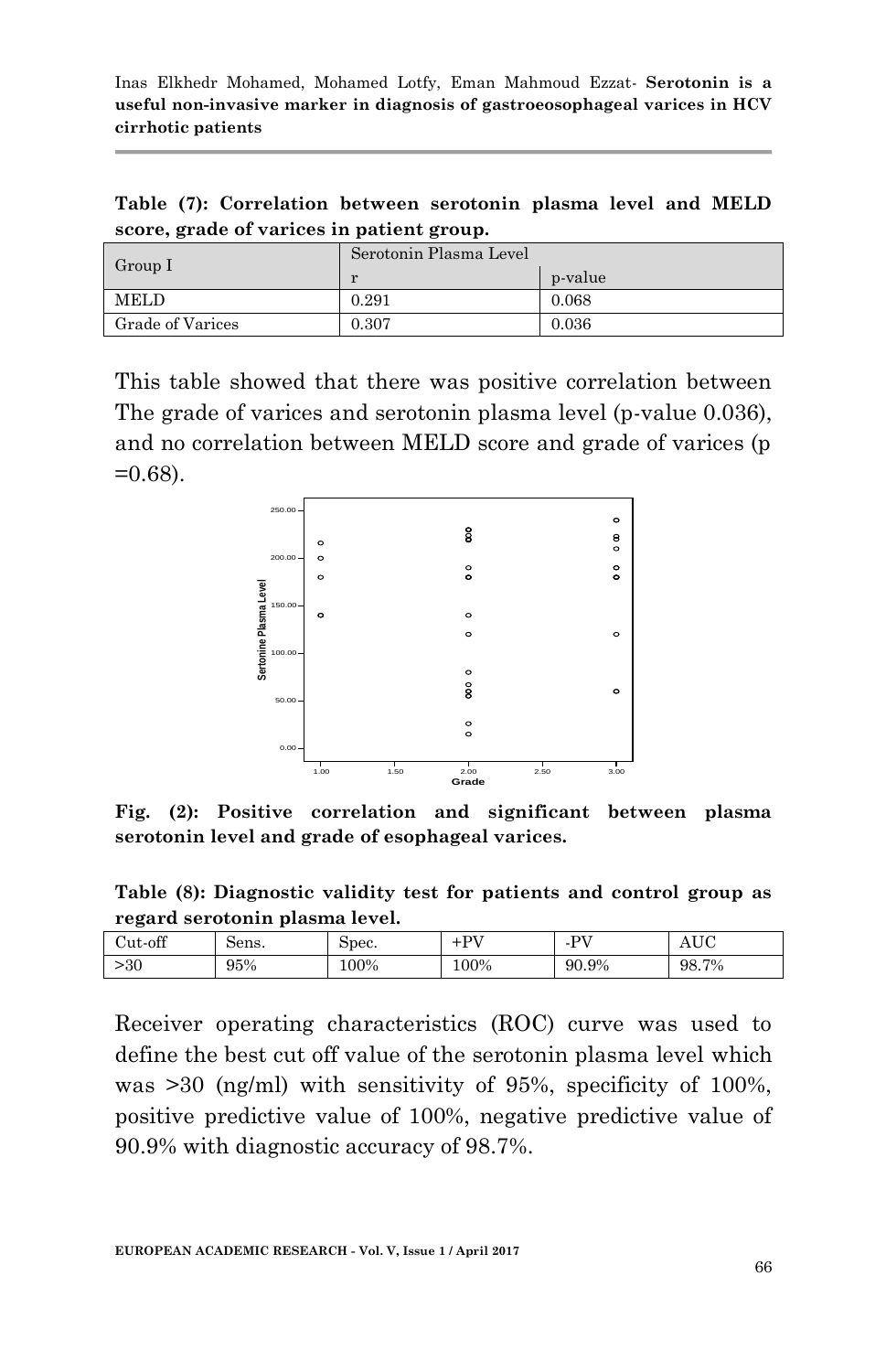**Table (7): Correlation between serotonin plasma level and MELD score, grade of varices in patient group.**

| Group I | Serotonin Plasma Level | |
|---|---|---|
| | r | p-value |
| MELD | 0.291 | 0.068 |
| Grade of Varices | 0.307 | 0.036 |

This table showed that there was positive correlation between The grade of varices and serotonin plasma level (p-value 0.036), and no correlation between MELD score and grade of varices (p =0.68).

**Fig. (2): Positive correlation and significant between plasma serotonin level and grade of esophageal varices.**

**Table (8): Diagnostic validity test for patients and control group as regard serotonin plasma level.**

| Cut-off | Sens. | Spec. | +PV | -PV | AUC |
|---|---|---|---|---|---|
| >30 | 95% | 100% | 100% | 90.9% | 98.7% |

Receiver operating characteristics (ROC) curve was used to define the best cut off value of the serotonin plasma level which was >30 (ng/ml) with sensitivity of 95%, specificity of 100%, positive predictive value of 100%, negative predictive value of 90.9% with diagnostic accuracy of 98.7%.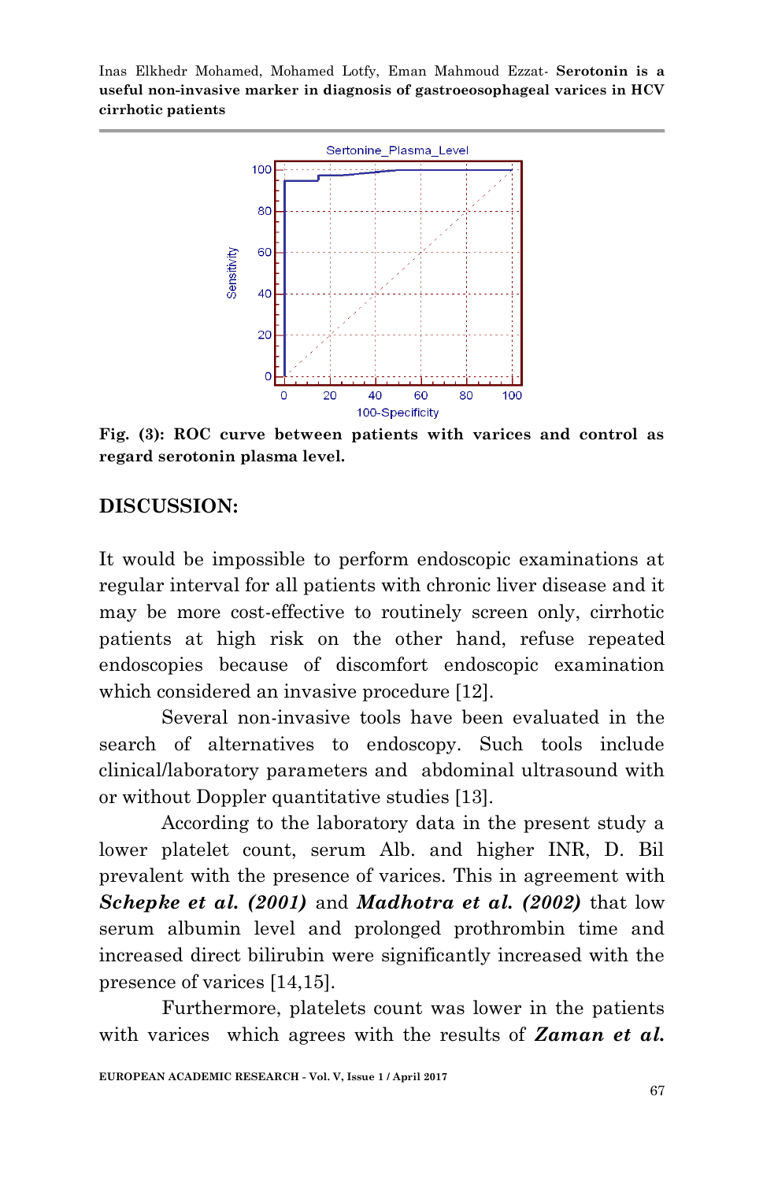Fig. (3): ROC curve between patients with varices and control as regard serotonin plasma level.

## DISCUSSION:

It would be impossible to perform endoscopic examinations at regular interval for all patients with chronic liver disease and it may be more cost-effective to routinely screen only, cirrhotic patients at high risk on the other hand, refuse repeated endoscopies because of discomfort endoscopic examination which considered an invasive procedure [12].

Several non-invasive tools have been evaluated in the search of alternatives to endoscopy. Such tools include clinical/laboratory parameters and abdominal ultrasound with or without Doppler quantitative studies [13].

According to the laboratory data in the present study a lower platelet count, serum Alb. and higher INR, D. Bil prevalent with the presence of varices. This in agreement with ***Schepke et al. (2001)*** and ***Madhotra et al. (2002)*** that low serum albumin level and prolonged prothrombin time and increased direct bilirubin were significantly increased with the presence of varices [14,15].

Furthermore, platelets count was lower in the patients with varices which agrees with the results of ***Zaman et al.***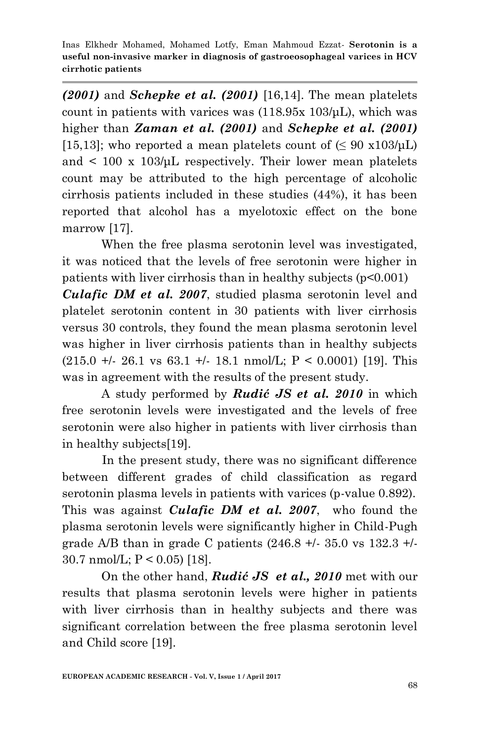***(2001)*** and ***Schepke et al. (2001)*** [16,14]. The mean platelets count in patients with varices was (118.95x 103/µL), which was higher than ***Zaman et al. (2001)*** and ***Schepke et al. (2001)*** [15,13]; who reported a mean platelets count of ($\leq$ 90 x103/µL) and < 100 x 103/µL respectively. Their lower mean platelets count may be attributed to the high percentage of alcoholic cirrhosis patients included in these studies (44%), it has been reported that alcohol has a myelotoxic effect on the bone marrow [17].

When the free plasma serotonin level was investigated, it was noticed that the levels of free serotonin were higher in patients with liver cirrhosis than in healthy subjects ($p<0.001$) ***Culafic DM et al. 2007***, studied plasma serotonin level and platelet serotonin content in 30 patients with liver cirrhosis versus 30 controls, they found the mean plasma serotonin level was higher in liver cirrhosis patients than in healthy subjects (215.0 +/- 26.1 vs 63.1 +/- 18.1 nmol/L; $P < 0.0001$) [19]. This was in agreement with the results of the present study.

A study performed by ***Rudić JS et al. 2010*** in which free serotonin levels were investigated and the levels of free serotonin were also higher in patients with liver cirrhosis than in healthy subjects[19].

In the present study, there was no significant difference between different grades of child classification as regard serotonin plasma levels in patients with varices (p-value 0.892). This was against ***Culafic DM et al. 2007***, who found the plasma serotonin levels were significantly higher in Child-Pugh grade A/B than in grade C patients (246.8 +/- 35.0 vs 132.3 +/- 30.7 nmol/L; $P < 0.05$) [18].

On the other hand, ***Rudić JS et al., 2010*** met with our results that plasma serotonin levels were higher in patients with liver cirrhosis than in healthy subjects and there was significant correlation between the free plasma serotonin level and Child score [19].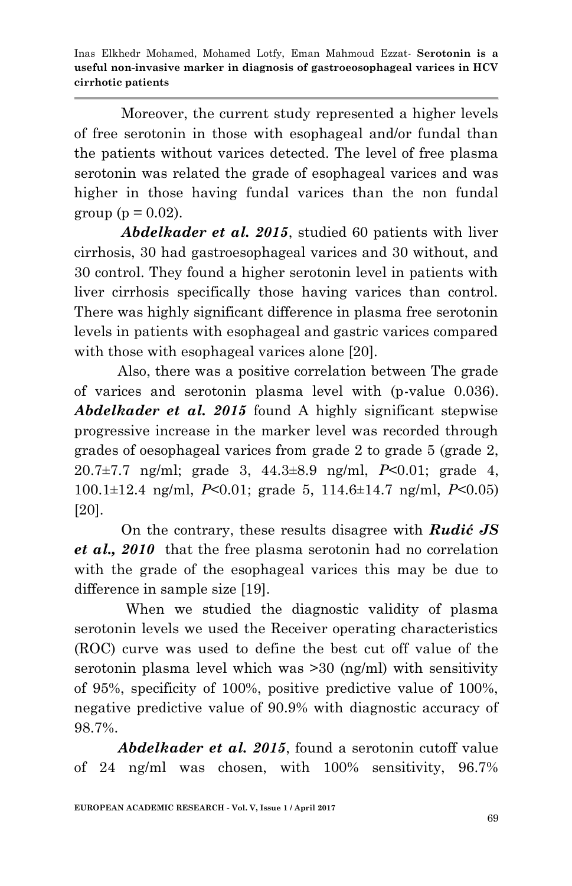Moreover, the current study represented a higher levels of free serotonin in those with esophageal and/or fundal than the patients without varices detected. The level of free plasma serotonin was related the grade of esophageal varices and was higher in those having fundal varices than the non fundal group (p = 0.02).

***Abdelkader et al. 2015***, studied 60 patients with liver cirrhosis, 30 had gastroesophageal varices and 30 without, and 30 control. They found a higher serotonin level in patients with liver cirrhosis specifically those having varices than control. There was highly significant difference in plasma free serotonin levels in patients with esophageal and gastric varices compared with those with esophageal varices alone [20].

Also, there was a positive correlation between The grade of varices and serotonin plasma level with (p-value 0.036). ***Abdelkader et al. 2015*** found A highly significant stepwise progressive increase in the marker level was recorded through grades of oesophageal varices from grade 2 to grade 5 (grade 2, 20.7±7.7 ng/ml; grade 3, 44.3±8.9 ng/ml, $P<0.01$; grade 4, 100.1±12.4 ng/ml, $P<0.01$; grade 5, 114.6±14.7 ng/ml, $P<0.05$) [20].

On the contrary, these results disagree with ***Rudić JS et al., 2010*** that the free plasma serotonin had no correlation with the grade of the esophageal varices this may be due to difference in sample size [19].

When we studied the diagnostic validity of plasma serotonin levels we used the Receiver operating characteristics (ROC) curve was used to define the best cut off value of the serotonin plasma level which was >30 (ng/ml) with sensitivity of 95%, specificity of 100%, positive predictive value of 100%, negative predictive value of 90.9% with diagnostic accuracy of 98.7%.

***Abdelkader et al. 2015***, found a serotonin cutoff value of 24 ng/ml was chosen, with 100% sensitivity, 96.7%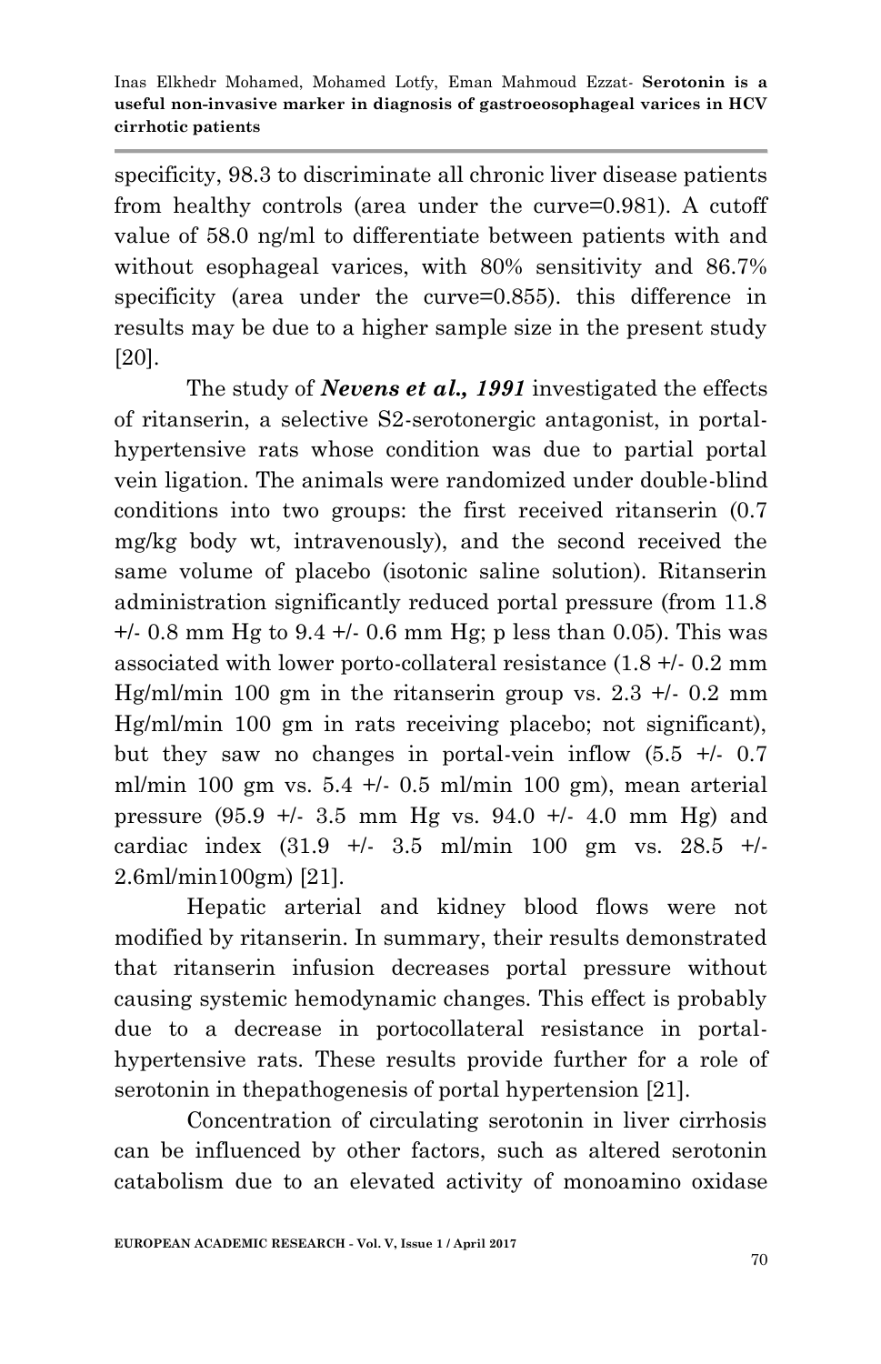specificity, 98.3 to discriminate all chronic liver disease patients from healthy controls (area under the curve=0.981). A cutoff value of 58.0 ng/ml to differentiate between patients with and without esophageal varices, with 80% sensitivity and 86.7% specificity (area under the curve=0.855). this difference in results may be due to a higher sample size in the present study [20].

The study of ***Nevens et al., 1991*** investigated the effects of ritanserin, a selective S2-serotonergic antagonist, in portal-hypertensive rats whose condition was due to partial portal vein ligation. The animals were randomized under double-blind conditions into two groups: the first received ritanserin (0.7 mg/kg body wt, intravenously), and the second received the same volume of placebo (isotonic saline solution). Ritanserin administration significantly reduced portal pressure (from 11.8 +/- 0.8 mm Hg to 9.4 +/- 0.6 mm Hg; p less than 0.05). This was associated with lower porto-collateral resistance (1.8 +/- 0.2 mm Hg/ml/min 100 gm in the ritanserin group vs. 2.3 +/- 0.2 mm Hg/ml/min 100 gm in rats receiving placebo; not significant), but they saw no changes in portal-vein inflow (5.5 +/- 0.7 ml/min 100 gm vs. 5.4 +/- 0.5 ml/min 100 gm), mean arterial pressure (95.9 +/- 3.5 mm Hg vs. 94.0 +/- 4.0 mm Hg) and cardiac index (31.9 +/- 3.5 ml/min 100 gm vs. 28.5 +/- 2.6ml/min100gm) [21].

Hepatic arterial and kidney blood flows were not modified by ritanserin. In summary, their results demonstrated that ritanserin infusion decreases portal pressure without causing systemic hemodynamic changes. This effect is probably due to a decrease in portocollateral resistance in portal-hypertensive rats. These results provide further for a role of serotonin in thepathogenesis of portal hypertension [21].

Concentration of circulating serotonin in liver cirrhosis can be influenced by other factors, such as altered serotonin catabolism due to an elevated activity of monoamino oxidase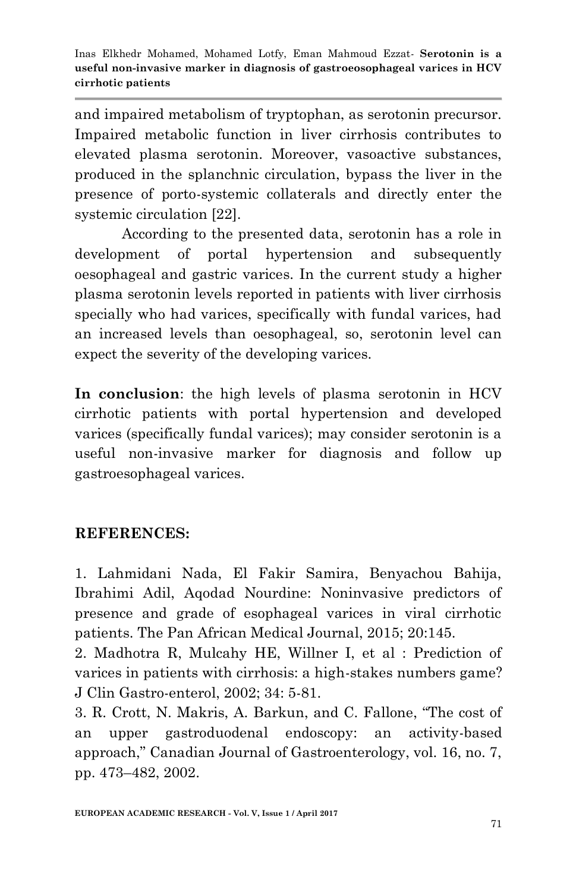and impaired metabolism of tryptophan, as serotonin precursor. Impaired metabolic function in liver cirrhosis contributes to elevated plasma serotonin. Moreover, vasoactive substances, produced in the splanchnic circulation, bypass the liver in the presence of porto-systemic collaterals and directly enter the systemic circulation [22].

According to the presented data, serotonin has a role in development of portal hypertension and subsequently oesophageal and gastric varices. In the current study a higher plasma serotonin levels reported in patients with liver cirrhosis specially who had varices, specifically with fundal varices, had an increased levels than oesophageal, so, serotonin level can expect the severity of the developing varices.

**In conclusion**: the high levels of plasma serotonin in HCV cirrhotic patients with portal hypertension and developed varices (specifically fundal varices); may consider serotonin is a useful non-invasive marker for diagnosis and follow up gastroesophageal varices.

## REFERENCES:

1. Lahmidani Nada, El Fakir Samira, Benyachou Bahija, Ibrahimi Adil, Aqodad Nourdine: Noninvasive predictors of presence and grade of esophageal varices in viral cirrhotic patients. The Pan African Medical Journal, 2015; 20:145.
2. Madhotra R, Mulcahy HE, Willner I, et al : Prediction of varices in patients with cirrhosis: a high-stakes numbers game? J Clin Gastro-enterol, 2002; 34: 5-81.
3. R. Crott, N. Makris, A. Barkun, and C. Fallone, "The cost of an upper gastroduodenal endoscopy: an activity-based approach," Canadian Journal of Gastroenterology, vol. 16, no. 7, pp. 473–482, 2002.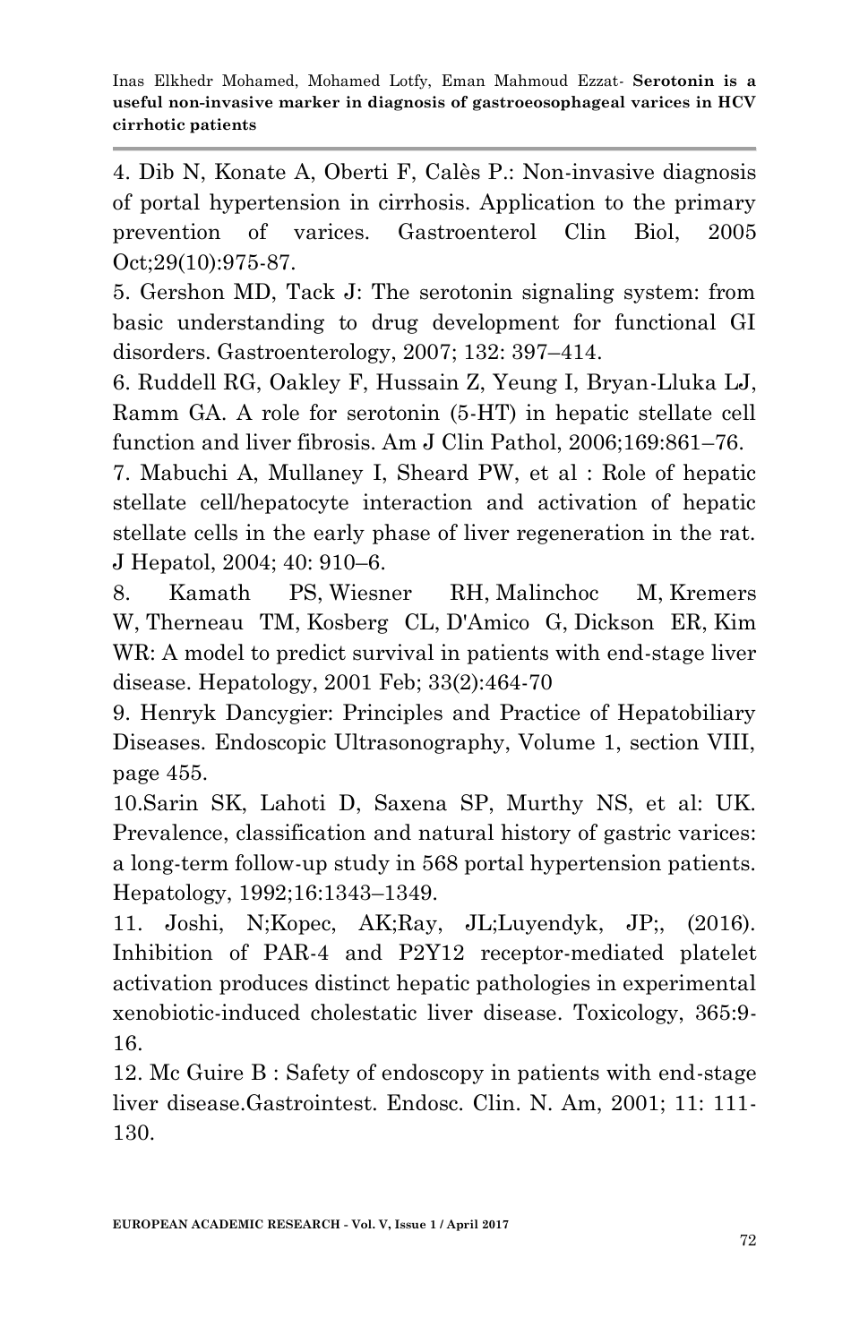4. Dib N, Konate A, Oberti F, Calès P.: Non-invasive diagnosis of portal hypertension in cirrhosis. Application to the primary prevention of varices. Gastroenterol Clin Biol, 2005 Oct;29(10):975-87.

5. Gershon MD, Tack J: The serotonin signaling system: from basic understanding to drug development for functional GI disorders. Gastroenterology, 2007; 132: 397–414.

6. Ruddell RG, Oakley F, Hussain Z, Yeung I, Bryan-Lluka LJ, Ramm GA. A role for serotonin (5-HT) in hepatic stellate cell function and liver fibrosis. Am J Clin Pathol, 2006;169:861–76.

7. Mabuchi A, Mullaney I, Sheard PW, et al : Role of hepatic stellate cell/hepatocyte interaction and activation of hepatic stellate cells in the early phase of liver regeneration in the rat. J Hepatol, 2004; 40: 910–6.

8. Kamath PS, Wiesner RH, Malinchoc M, Kremers W, Therneau TM, Kosberg CL, D'Amico G, Dickson ER, Kim WR: A model to predict survival in patients with end-stage liver disease. Hepatology, 2001 Feb; 33(2):464-70

9. Henryk Dancygier: Principles and Practice of Hepatobiliary Diseases. Endoscopic Ultrasonography, Volume 1, section VIII, page 455.

10.Sarin SK, Lahoti D, Saxena SP, Murthy NS, et al: UK. Prevalence, classification and natural history of gastric varices: a long-term follow-up study in 568 portal hypertension patients. Hepatology, 1992;16:1343–1349.

11. Joshi, N;Kopec, AK;Ray, JL;Luyendyk, JP;, (2016). Inhibition of PAR-4 and P2Y12 receptor-mediated platelet activation produces distinct hepatic pathologies in experimental xenobiotic-induced cholestatic liver disease. Toxicology, 365:9-16.

12. Mc Guire B : Safety of endoscopy in patients with end-stage liver disease.Gastrointest. Endosc. Clin. N. Am, 2001; 11: 111-130.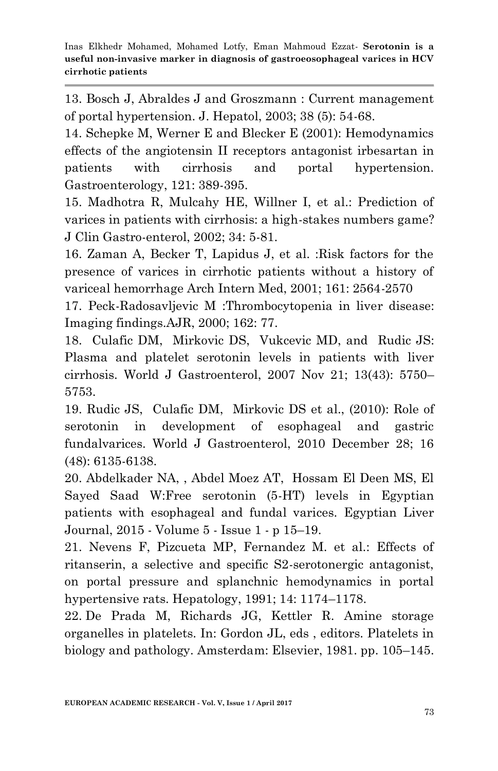13. Bosch J, Abraldes J and Groszmann : Current management of portal hypertension. J. Hepatol, 2003; 38 (5): 54-68.

14. Schepke M, Werner E and Blecker E (2001): Hemodynamics effects of the angiotensin II receptors antagonist irbesartan in patients with cirrhosis and portal hypertension. Gastroenterology, 121: 389-395.

15. Madhotra R, Mulcahy HE, Willner I, et al.: Prediction of varices in patients with cirrhosis: a high-stakes numbers game? J Clin Gastro-enterol, 2002; 34: 5-81.

16. Zaman A, Becker T, Lapidus J, et al. :Risk factors for the presence of varices in cirrhotic patients without a history of variceal hemorrhage Arch Intern Med, 2001; 161: 2564-2570

17. Peck-Radosavljevic M :Thrombocytopenia in liver disease: Imaging findings.AJR, 2000; 162: 77.

18. Culafic DM, Mirkovic DS, Vukcevic MD, and Rudic JS: Plasma and platelet serotonin levels in patients with liver cirrhosis. World J Gastroenterol, 2007 Nov 21; 13(43): 5750–5753.

19. Rudic JS, Culafic DM, Mirkovic DS et al., (2010): Role of serotonin in development of esophageal and gastric fundalvarices. World J Gastroenterol, 2010 December 28; 16 (48): 6135-6138.

20. Abdelkader NA, , Abdel Moez AT, Hossam El Deen MS, El Sayed Saad W:Free serotonin (5-HT) levels in Egyptian patients with esophageal and fundal varices. Egyptian Liver Journal, 2015 - Volume 5 - Issue 1 - p 15–19.

21. Nevens F, Pizcueta MP, Fernandez M. et al.: Effects of ritanserin, a selective and specific S2-serotonergic antagonist, on portal pressure and splanchnic hemodynamics in portal hypertensive rats. Hepatology, 1991; 14: 1174–1178.

22. De Prada M, Richards JG, Kettler R. Amine storage organelles in platelets. In: Gordon JL, eds , editors. Platelets in biology and pathology. Amsterdam: Elsevier, 1981. pp. 105–145.